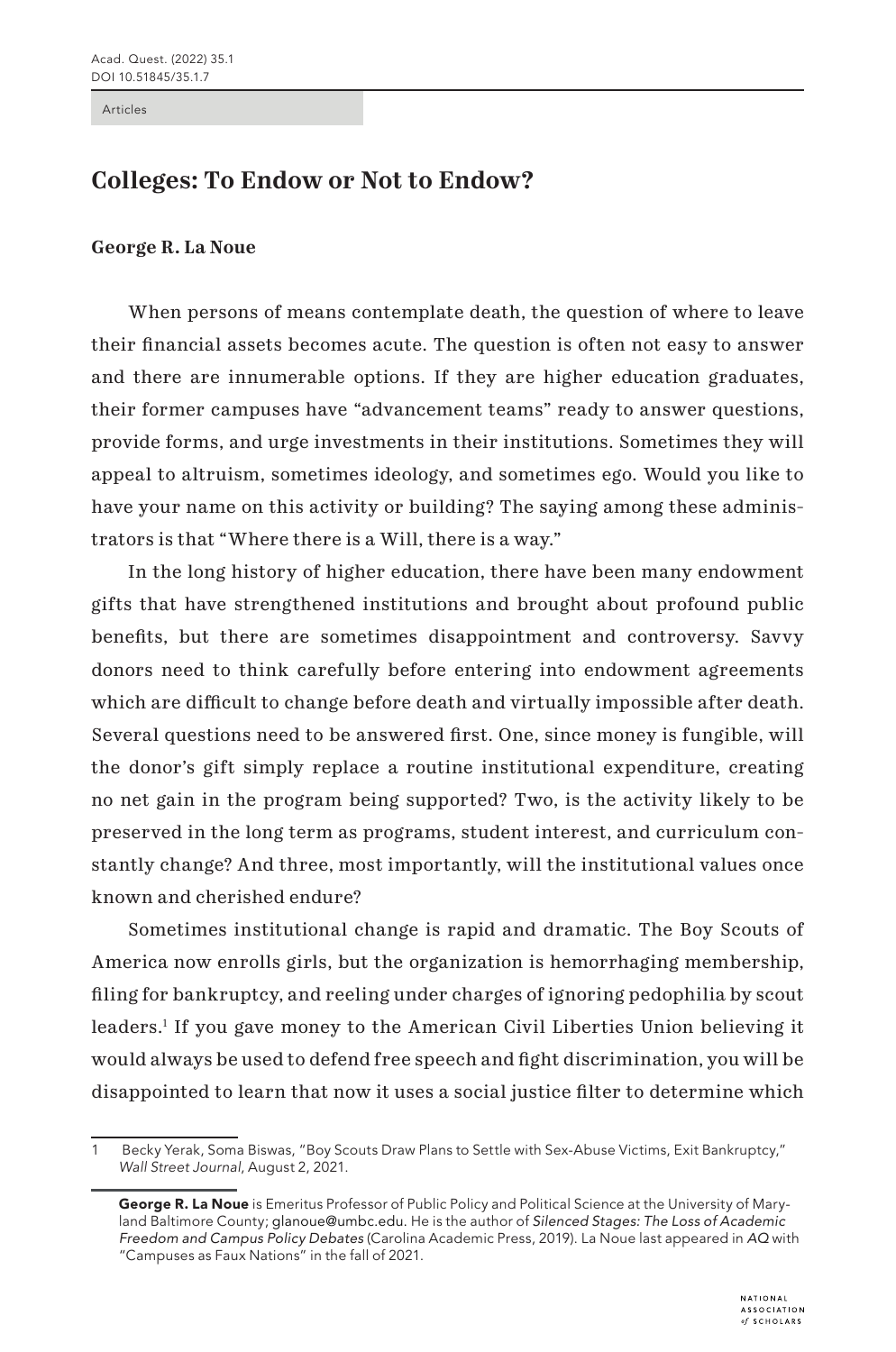Articles

# Colleges: To Endow or Not to Endow?

**George R. La Noue**

When persons of means contemplate death, the question of where to leave their financial assets becomes acute. The question is often not easy to answer and there are innumerable options. If they are higher education graduates, their former campuses have "advancement teams" ready to answer questions, provide forms, and urge investments in their institutions. Sometimes they will appeal to altruism, sometimes ideology, and sometimes ego. Would you like to have your name on this activity or building? The saying among these administrators is that "Where there is a Will, there is a way."

In the long history of higher education, there have been many endowment gifts that have strengthened institutions and brought about profound public benefits, but there are sometimes disappointment and controversy. Savvy donors need to think carefully before entering into endowment agreements which are difficult to change before death and virtually impossible after death. Several questions need to be answered first. One, since money is fungible, will the donor's gift simply replace a routine institutional expenditure, creating no net gain in the program being supported? Two, is the activity likely to be preserved in the long term as programs, student interest, and curriculum constantly change? And three, most importantly, will the institutional values once known and cherished endure?

Sometimes institutional change is rapid and dramatic. The Boy Scouts of America now enrolls girls, but the organization is hemorrhaging membership, filing for bankruptcy, and reeling under charges of ignoring pedophilia by scout leaders.[1] If you gave money to the American Civil Liberties Union believing it would always be used to defend free speech and fight discrimination, you will be disappointed to learn that now it uses a social justice filter to determine which

1 Becky Yerak, Soma Biswas, "Boy Scouts Draw Plans to Settle with Sex-Abuse Victims, Exit Bankruptcy," *Wall Street Journal*, August 2, 2021.

**George R. La Noue** is Emeritus Professor of Public Policy and Political Science at the University of Maryland Baltimore County; glanoue@umbc.edu. He is the author of *Silenced Stages: The Loss of Academic Freedom and Campus Policy Debates* (Carolina Academic Press, 2019). La Noue last appeared in *AQ* with "Campuses as Faux Nations" in the fall of 2021.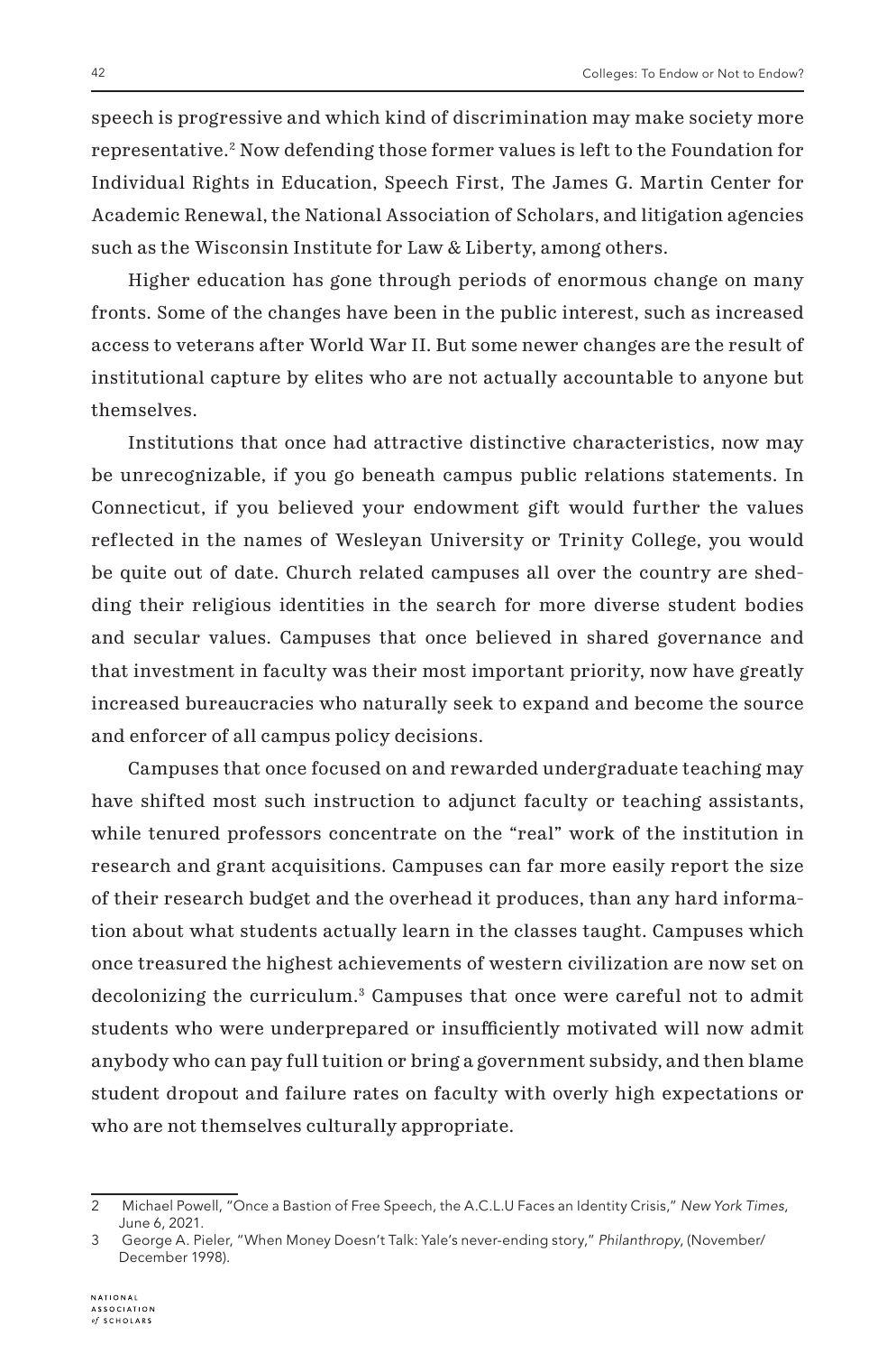speech is progressive and which kind of discrimination may make society more representative.[2] Now defending those former values is left to the Foundation for Individual Rights in Education, Speech First, The James G. Martin Center for Academic Renewal, the National Association of Scholars, and litigation agencies such as the Wisconsin Institute for Law & Liberty, among others.

Higher education has gone through periods of enormous change on many fronts. Some of the changes have been in the public interest, such as increased access to veterans after World War II. But some newer changes are the result of institutional capture by elites who are not actually accountable to anyone but themselves.

Institutions that once had attractive distinctive characteristics, now may be unrecognizable, if you go beneath campus public relations statements. In Connecticut, if you believed your endowment gift would further the values reflected in the names of Wesleyan University or Trinity College, you would be quite out of date. Church related campuses all over the country are shedding their religious identities in the search for more diverse student bodies and secular values. Campuses that once believed in shared governance and that investment in faculty was their most important priority, now have greatly increased bureaucracies who naturally seek to expand and become the source and enforcer of all campus policy decisions.

Campuses that once focused on and rewarded undergraduate teaching may have shifted most such instruction to adjunct faculty or teaching assistants, while tenured professors concentrate on the "real" work of the institution in research and grant acquisitions. Campuses can far more easily report the size of their research budget and the overhead it produces, than any hard information about what students actually learn in the classes taught. Campuses which once treasured the highest achievements of western civilization are now set on decolonizing the curriculum.[3] Campuses that once were careful not to admit students who were underprepared or insufficiently motivated will now admit anybody who can pay full tuition or bring a government subsidy, and then blame student dropout and failure rates on faculty with overly high expectations or who are not themselves culturally appropriate.

---

2 Michael Powell, "Once a Bastion of Free Speech, the A.C.L.U Faces an Identity Crisis," *New York Times*, June 6, 2021.

3 George A. Pieler, "When Money Doesn't Talk: Yale's never-ending story," *Philanthropy*, (November/December 1998).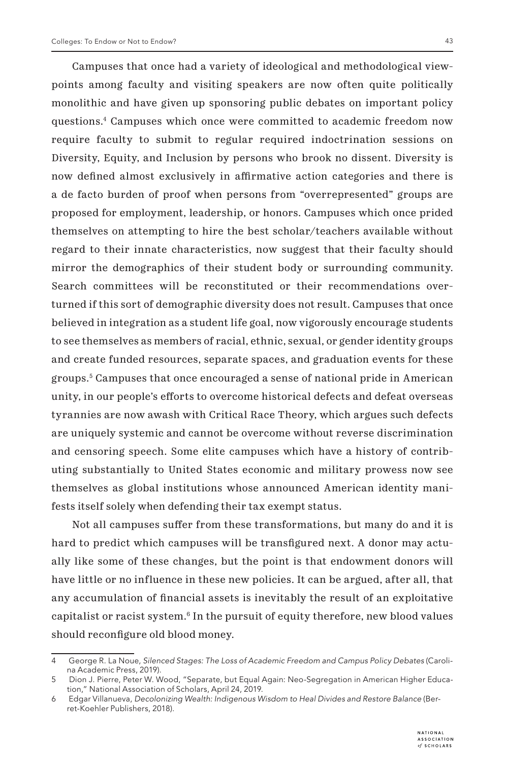Campuses that once had a variety of ideological and methodological viewpoints among faculty and visiting speakers are now often quite politically monolithic and have given up sponsoring public debates on important policy questions.[4] Campuses which once were committed to academic freedom now require faculty to submit to regular required indoctrination sessions on Diversity, Equity, and Inclusion by persons who brook no dissent. Diversity is now defined almost exclusively in affirmative action categories and there is a de facto burden of proof when persons from "overrepresented" groups are proposed for employment, leadership, or honors. Campuses which once prided themselves on attempting to hire the best scholar/teachers available without regard to their innate characteristics, now suggest that their faculty should mirror the demographics of their student body or surrounding community. Search committees will be reconstituted or their recommendations overturned if this sort of demographic diversity does not result. Campuses that once believed in integration as a student life goal, now vigorously encourage students to see themselves as members of racial, ethnic, sexual, or gender identity groups and create funded resources, separate spaces, and graduation events for these groups.[5] Campuses that once encouraged a sense of national pride in American unity, in our people's efforts to overcome historical defects and defeat overseas tyrannies are now awash with Critical Race Theory, which argues such defects are uniquely systemic and cannot be overcome without reverse discrimination and censoring speech. Some elite campuses which have a history of contributing substantially to United States economic and military prowess now see themselves as global institutions whose announced American identity manifests itself solely when defending their tax exempt status.

Not all campuses suffer from these transformations, but many do and it is hard to predict which campuses will be transfigured next. A donor may actually like some of these changes, but the point is that endowment donors will have little or no influence in these new policies. It can be argued, after all, that any accumulation of financial assets is inevitably the result of an exploitative capitalist or racist system.[6] In the pursuit of equity therefore, new blood values should reconfigure old blood money.

---

4 George R. La Noue, *Silenced Stages: The Loss of Academic Freedom and Campus Policy Debates* (Carolina Academic Press, 2019).

5 Dion J. Pierre, Peter W. Wood, "Separate, but Equal Again: Neo-Segregation in American Higher Education," National Association of Scholars, April 24, 2019.

6 Edgar Villanueva, *Decolonizing Wealth: Indigenous Wisdom to Heal Divides and Restore Balance* (Berret-Koehler Publishers, 2018).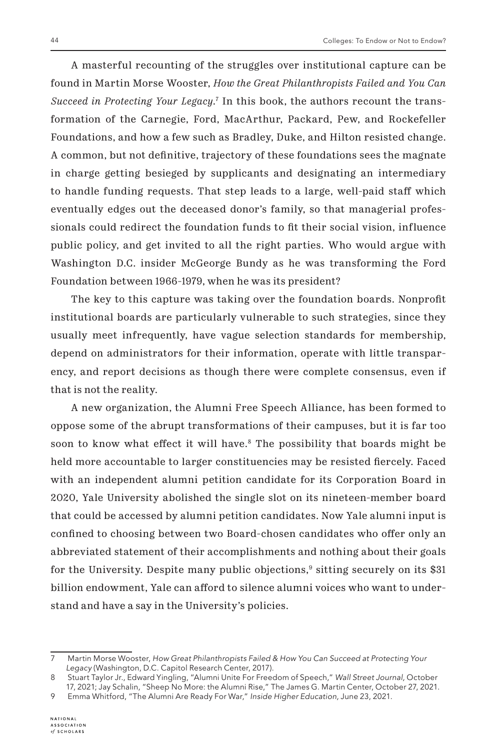A masterful recounting of the struggles over institutional capture can be found in Martin Morse Wooster, *How the Great Philanthropists Failed and You Can Succeed in Protecting Your Legacy*.[7] In this book, the authors recount the transformation of the Carnegie, Ford, MacArthur, Packard, Pew, and Rockefeller Foundations, and how a few such as Bradley, Duke, and Hilton resisted change. A common, but not definitive, trajectory of these foundations sees the magnate in charge getting besieged by supplicants and designating an intermediary to handle funding requests. That step leads to a large, well-paid staff which eventually edges out the deceased donor's family, so that managerial professionals could redirect the foundation funds to fit their social vision, influence public policy, and get invited to all the right parties. Who would argue with Washington D.C. insider McGeorge Bundy as he was transforming the Ford Foundation between 1966-1979, when he was its president?

The key to this capture was taking over the foundation boards. Nonprofit institutional boards are particularly vulnerable to such strategies, since they usually meet infrequently, have vague selection standards for membership, depend on administrators for their information, operate with little transparency, and report decisions as though there were complete consensus, even if that is not the reality.

A new organization, the Alumni Free Speech Alliance, has been formed to oppose some of the abrupt transformations of their campuses, but it is far too soon to know what effect it will have.[8] The possibility that boards might be held more accountable to larger constituencies may be resisted fiercely. Faced with an independent alumni petition candidate for its Corporation Board in 2020, Yale University abolished the single slot on its nineteen-member board that could be accessed by alumni petition candidates. Now Yale alumni input is confined to choosing between two Board-chosen candidates who offer only an abbreviated statement of their accomplishments and nothing about their goals for the University. Despite many public objections,[9] sitting securely on its $31 billion endowment, Yale can afford to silence alumni voices who want to understand and have a say in the University's policies.

---

7 Martin Morse Wooster, *How Great Philanthropists Failed & How You Can Succeed at Protecting Your Legacy* (Washington, D.C. Capitol Research Center, 2017).

8 Stuart Taylor Jr., Edward Yingling, "Alumni Unite For Freedom of Speech," *Wall Street Journal*, October 17, 2021; Jay Schalin, "Sheep No More: the Alumni Rise," The James G. Martin Center, October 27, 2021.

9 Emma Whitford, "The Alumni Are Ready For War," *Inside Higher Education*, June 23, 2021.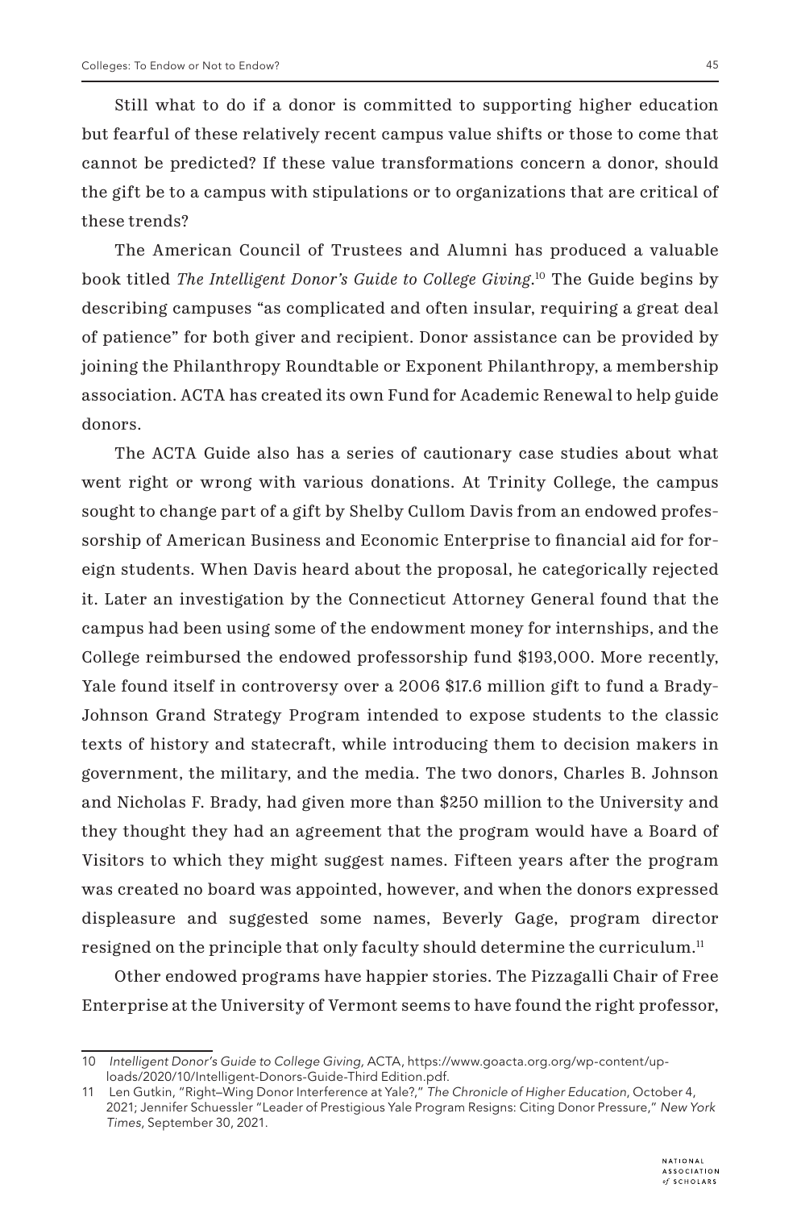Still what to do if a donor is committed to supporting higher education but fearful of these relatively recent campus value shifts or those to come that cannot be predicted? If these value transformations concern a donor, should the gift be to a campus with stipulations or to organizations that are critical of these trends?

The American Council of Trustees and Alumni has produced a valuable book titled *The Intelligent Donor's Guide to College Giving*.[10] The Guide begins by describing campuses "as complicated and often insular, requiring a great deal of patience" for both giver and recipient. Donor assistance can be provided by joining the Philanthropy Roundtable or Exponent Philanthropy, a membership association. ACTA has created its own Fund for Academic Renewal to help guide donors.

The ACTA Guide also has a series of cautionary case studies about what went right or wrong with various donations. At Trinity College, the campus sought to change part of a gift by Shelby Cullom Davis from an endowed professorship of American Business and Economic Enterprise to financial aid for foreign students. When Davis heard about the proposal, he categorically rejected it. Later an investigation by the Connecticut Attorney General found that the campus had been using some of the endowment money for internships, and the College reimbursed the endowed professorship fund $193,000. More recently, Yale found itself in controversy over a 2006 $17.6 million gift to fund a Brady-Johnson Grand Strategy Program intended to expose students to the classic texts of history and statecraft, while introducing them to decision makers in government, the military, and the media. The two donors, Charles B. Johnson and Nicholas F. Brady, had given more than $250 million to the University and they thought they had an agreement that the program would have a Board of Visitors to which they might suggest names. Fifteen years after the program was created no board was appointed, however, and when the donors expressed displeasure and suggested some names, Beverly Gage, program director resigned on the principle that only faculty should determine the curriculum.[11]

Other endowed programs have happier stories. The Pizzagalli Chair of Free Enterprise at the University of Vermont seems to have found the right professor,

---

10 *Intelligent Donor's Guide to College Giving,* ACTA, https://www.goacta.org.org/wp-content/uploads/2020/10/Intelligent-Donors-Guide-Third Edition.pdf.

11 Len Gutkin, "Right–Wing Donor Interference at Yale?," *The Chronicle of Higher Education*, October 4, 2021; Jennifer Schuessler "Leader of Prestigious Yale Program Resigns: Citing Donor Pressure," *New York Times*, September 30, 2021.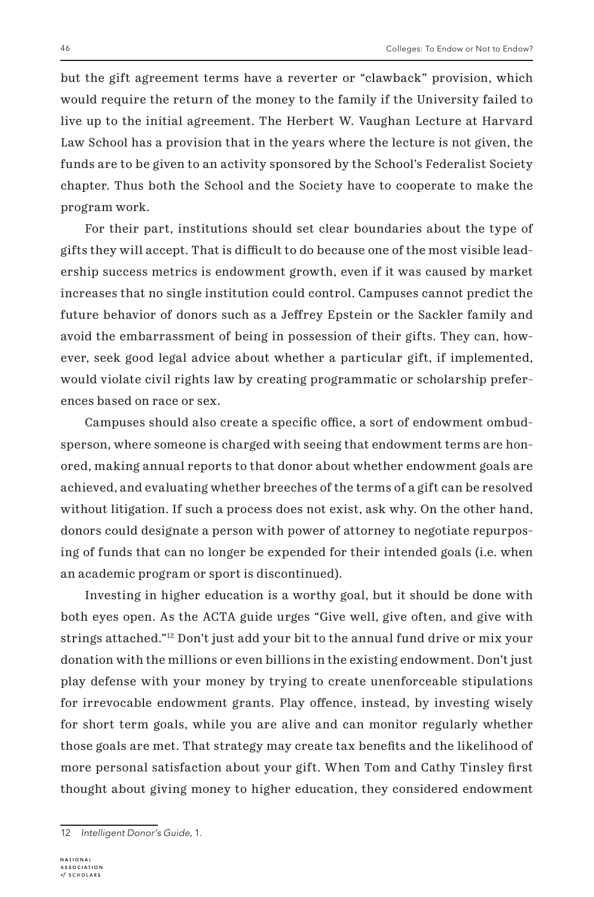but the gift agreement terms have a reverter or "clawback" provision, which would require the return of the money to the family if the University failed to live up to the initial agreement. The Herbert W. Vaughan Lecture at Harvard Law School has a provision that in the years where the lecture is not given, the funds are to be given to an activity sponsored by the School's Federalist Society chapter. Thus both the School and the Society have to cooperate to make the program work.

For their part, institutions should set clear boundaries about the type of gifts they will accept. That is difficult to do because one of the most visible leadership success metrics is endowment growth, even if it was caused by market increases that no single institution could control. Campuses cannot predict the future behavior of donors such as a Jeffrey Epstein or the Sackler family and avoid the embarrassment of being in possession of their gifts. They can, however, seek good legal advice about whether a particular gift, if implemented, would violate civil rights law by creating programmatic or scholarship preferences based on race or sex.

Campuses should also create a specific office, a sort of endowment ombudsperson, where someone is charged with seeing that endowment terms are honored, making annual reports to that donor about whether endowment goals are achieved, and evaluating whether breeches of the terms of a gift can be resolved without litigation. If such a process does not exist, ask why. On the other hand, donors could designate a person with power of attorney to negotiate repurposing of funds that can no longer be expended for their intended goals (i.e. when an academic program or sport is discontinued).

Investing in higher education is a worthy goal, but it should be done with both eyes open. As the ACTA guide urges "Give well, give often, and give with strings attached."[12] Don't just add your bit to the annual fund drive or mix your donation with the millions or even billions in the existing endowment. Don't just play defense with your money by trying to create unenforceable stipulations for irrevocable endowment grants. Play offence, instead, by investing wisely for short term goals, while you are alive and can monitor regularly whether those goals are met. That strategy may create tax benefits and the likelihood of more personal satisfaction about your gift. When Tom and Cathy Tinsley first thought about giving money to higher education, they considered endowment

12 *Intelligent Donor's Guide*, 1.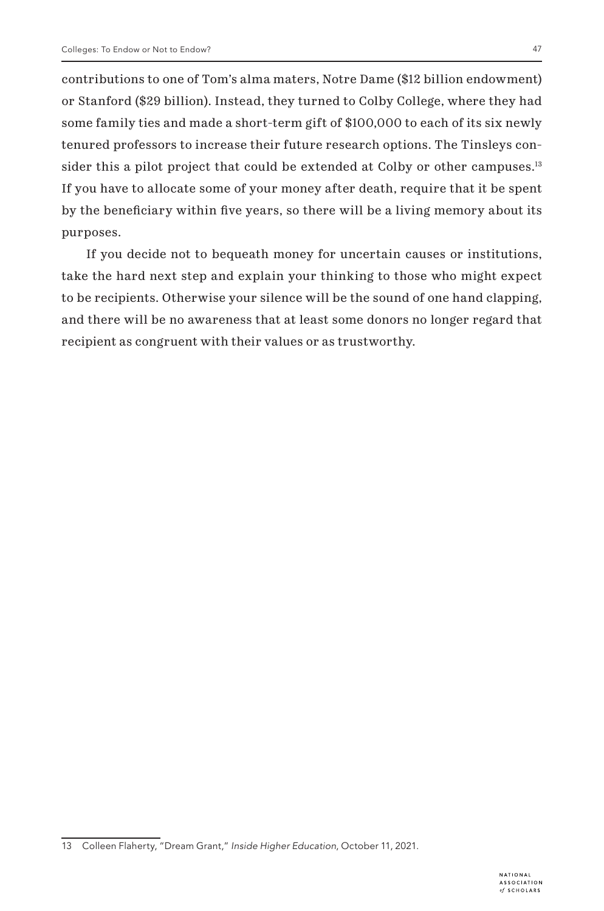contributions to one of Tom's alma maters, Notre Dame ($12 billion endowment) or Stanford ($29 billion). Instead, they turned to Colby College, where they had some family ties and made a short-term gift of $100,000 to each of its six newly tenured professors to increase their future research options. The Tinsleys consider this a pilot project that could be extended at Colby or other campuses.[13] If you have to allocate some of your money after death, require that it be spent by the beneficiary within five years, so there will be a living memory about its purposes.

If you decide not to bequeath money for uncertain causes or institutions, take the hard next step and explain your thinking to those who might expect to be recipients. Otherwise your silence will be the sound of one hand clapping, and there will be no awareness that at least some donors no longer regard that recipient as congruent with their values or as trustworthy.

---

13 Colleen Flaherty, "Dream Grant," *Inside Higher Education*, October 11, 2021.